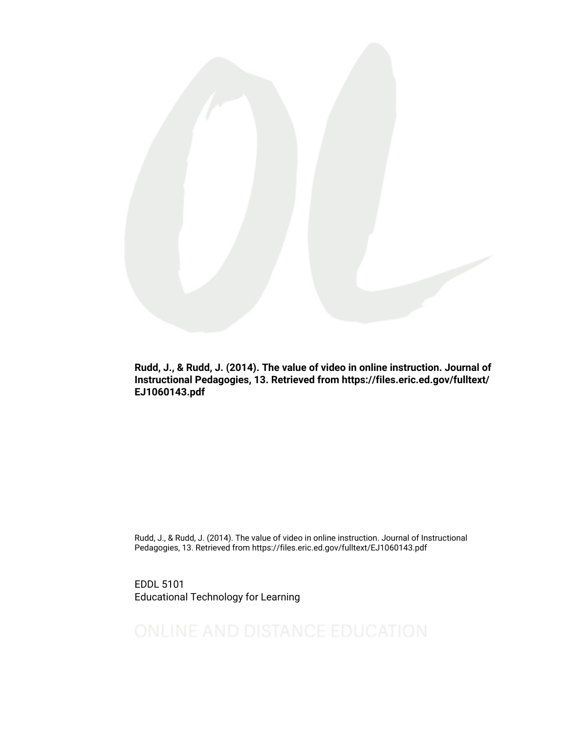**Rudd, J., & Rudd, J. (2014). The value of video in online instruction. Journal of Instructional Pedagogies, 13. Retrieved from https://files.eric.ed.gov/fulltext/EJ1060143.pdf**

Rudd, J., & Rudd, J. (2014). The value of video in online instruction. Journal of Instructional Pedagogies, 13. Retrieved from https://files.eric.ed.gov/fulltext/EJ1060143.pdf

EDDL 5101
Educational Technology for Learning

ONLINE AND DISTANCE EDUCATION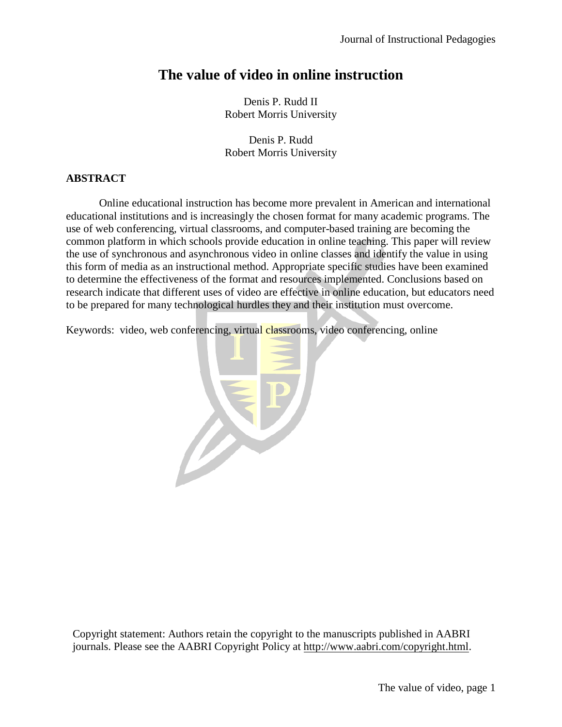# The value of video in online instruction

Denis P. Rudd II
Robert Morris University

Denis P. Rudd
Robert Morris University

## ABSTRACT

Online educational instruction has become more prevalent in American and international educational institutions and is increasingly the chosen format for many academic programs. The use of web conferencing, virtual classrooms, and computer-based training are becoming the common platform in which schools provide education in online teaching. This paper will review the use of synchronous and asynchronous video in online classes and identify the value in using this form of media as an instructional method. Appropriate specific studies have been examined to determine the effectiveness of the format and resources implemented. Conclusions based on research indicate that different uses of video are effective in online education, but educators need to be prepared for many technological hurdles they and their institution must overcome.

Keywords: video, web conferencing, virtual classrooms, video conferencing, online

Copyright statement: Authors retain the copyright to the manuscripts published in AABRI journals. Please see the AABRI Copyright Policy at http://www.aabri.com/copyright.html.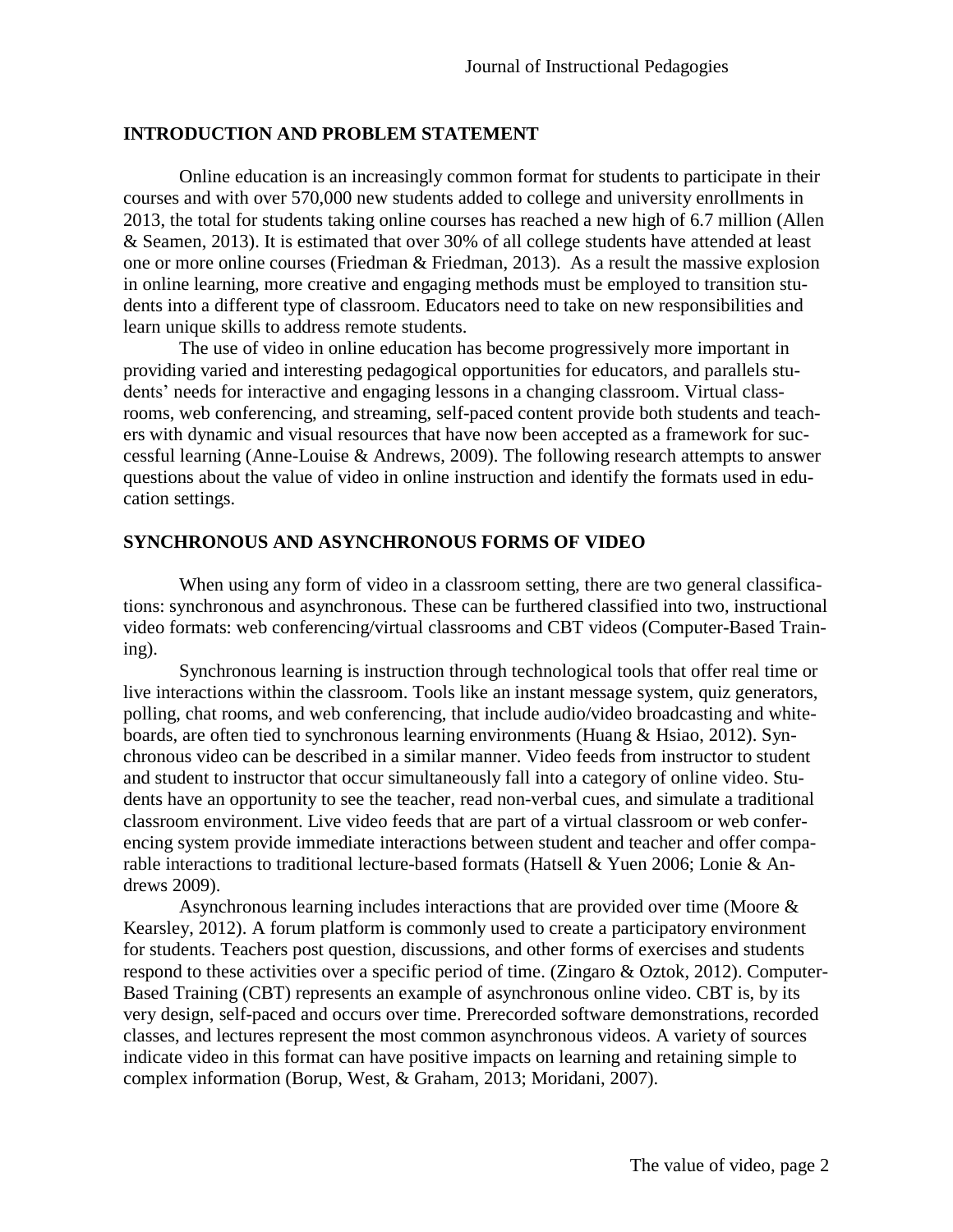## INTRODUCTION AND PROBLEM STATEMENT

Online education is an increasingly common format for students to participate in their courses and with over 570,000 new students added to college and university enrollments in 2013, the total for students taking online courses has reached a new high of 6.7 million (Allen & Seamen, 2013). It is estimated that over 30% of all college students have attended at least one or more online courses (Friedman & Friedman, 2013). As a result the massive explosion in online learning, more creative and engaging methods must be employed to transition students into a different type of classroom. Educators need to take on new responsibilities and learn unique skills to address remote students.

The use of video in online education has become progressively more important in providing varied and interesting pedagogical opportunities for educators, and parallels students' needs for interactive and engaging lessons in a changing classroom. Virtual classrooms, web conferencing, and streaming, self-paced content provide both students and teachers with dynamic and visual resources that have now been accepted as a framework for successful learning (Anne-Louise & Andrews, 2009). The following research attempts to answer questions about the value of video in online instruction and identify the formats used in education settings.

## SYNCHRONOUS AND ASYNCHRONOUS FORMS OF VIDEO

When using any form of video in a classroom setting, there are two general classifications: synchronous and asynchronous. These can be furthered classified into two, instructional video formats: web conferencing/virtual classrooms and CBT videos (Computer-Based Training).

Synchronous learning is instruction through technological tools that offer real time or live interactions within the classroom. Tools like an instant message system, quiz generators, polling, chat rooms, and web conferencing, that include audio/video broadcasting and whiteboards, are often tied to synchronous learning environments (Huang & Hsiao, 2012). Synchronous video can be described in a similar manner. Video feeds from instructor to student and student to instructor that occur simultaneously fall into a category of online video. Students have an opportunity to see the teacher, read non-verbal cues, and simulate a traditional classroom environment. Live video feeds that are part of a virtual classroom or web conferencing system provide immediate interactions between student and teacher and offer comparable interactions to traditional lecture-based formats (Hatsell & Yuen 2006; Lonie & Andrews 2009).

Asynchronous learning includes interactions that are provided over time (Moore & Kearsley, 2012). A forum platform is commonly used to create a participatory environment for students. Teachers post question, discussions, and other forms of exercises and students respond to these activities over a specific period of time. (Zingaro & Oztok, 2012). Computer-Based Training (CBT) represents an example of asynchronous online video. CBT is, by its very design, self-paced and occurs over time. Prerecorded software demonstrations, recorded classes, and lectures represent the most common asynchronous videos. A variety of sources indicate video in this format can have positive impacts on learning and retaining simple to complex information (Borup, West, & Graham, 2013; Moridani, 2007).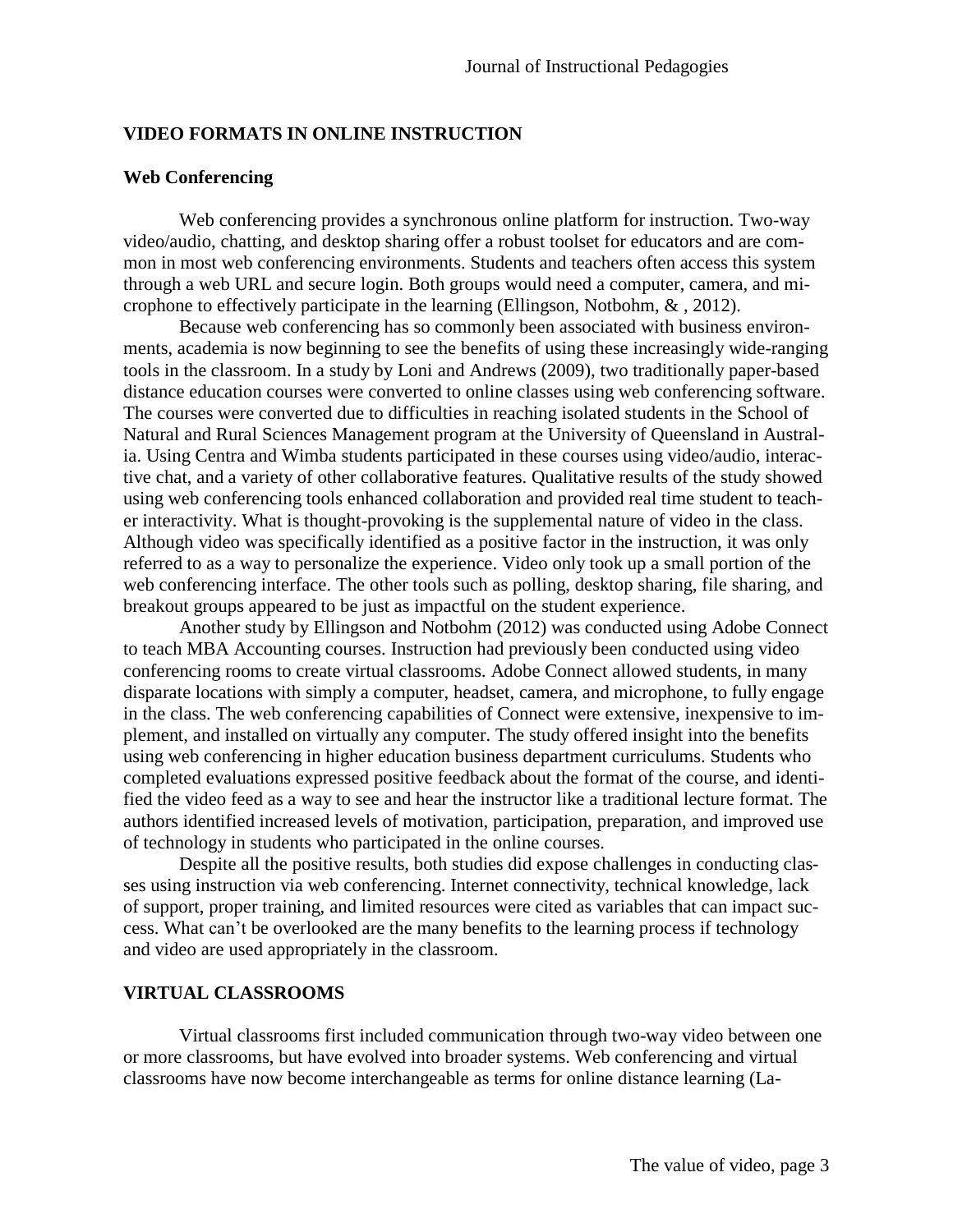## VIDEO FORMATS IN ONLINE INSTRUCTION

### Web Conferencing

Web conferencing provides a synchronous online platform for instruction. Two-way video/audio, chatting, and desktop sharing offer a robust toolset for educators and are common in most web conferencing environments. Students and teachers often access this system through a web URL and secure login. Both groups would need a computer, camera, and microphone to effectively participate in the learning (Ellingson, Notbohm, & , 2012).

Because web conferencing has so commonly been associated with business environments, academia is now beginning to see the benefits of using these increasingly wide-ranging tools in the classroom. In a study by Loni and Andrews (2009), two traditionally paper-based distance education courses were converted to online classes using web conferencing software. The courses were converted due to difficulties in reaching isolated students in the School of Natural and Rural Sciences Management program at the University of Queensland in Australia. Using Centra and Wimba students participated in these courses using video/audio, interactive chat, and a variety of other collaborative features. Qualitative results of the study showed using web conferencing tools enhanced collaboration and provided real time student to teacher interactivity. What is thought-provoking is the supplemental nature of video in the class. Although video was specifically identified as a positive factor in the instruction, it was only referred to as a way to personalize the experience. Video only took up a small portion of the web conferencing interface. The other tools such as polling, desktop sharing, file sharing, and breakout groups appeared to be just as impactful on the student experience.

Another study by Ellingson and Notbohm (2012) was conducted using Adobe Connect to teach MBA Accounting courses. Instruction had previously been conducted using video conferencing rooms to create virtual classrooms. Adobe Connect allowed students, in many disparate locations with simply a computer, headset, camera, and microphone, to fully engage in the class. The web conferencing capabilities of Connect were extensive, inexpensive to implement, and installed on virtually any computer. The study offered insight into the benefits using web conferencing in higher education business department curriculums. Students who completed evaluations expressed positive feedback about the format of the course, and identified the video feed as a way to see and hear the instructor like a traditional lecture format. The authors identified increased levels of motivation, participation, preparation, and improved use of technology in students who participated in the online courses.

Despite all the positive results, both studies did expose challenges in conducting classes using instruction via web conferencing. Internet connectivity, technical knowledge, lack of support, proper training, and limited resources were cited as variables that can impact success. What can't be overlooked are the many benefits to the learning process if technology and video are used appropriately in the classroom.

## VIRTUAL CLASSROOMS

Virtual classrooms first included communication through two-way video between one or more classrooms, but have evolved into broader systems. Web conferencing and virtual classrooms have now become interchangeable as terms for online distance learning (La-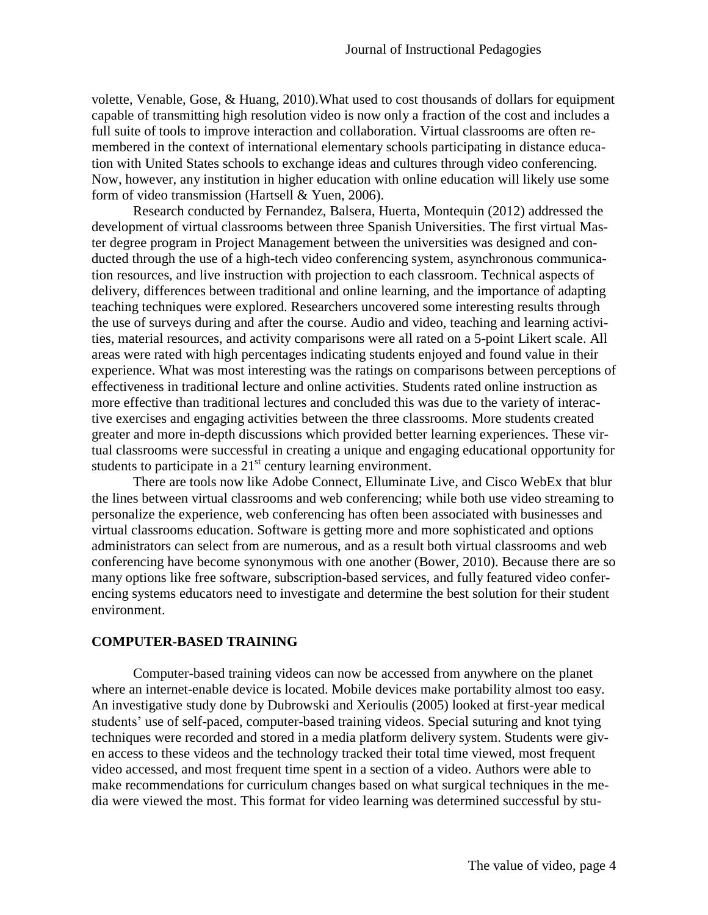volette, Venable, Gose, & Huang, 2010).What used to cost thousands of dollars for equipment capable of transmitting high resolution video is now only a fraction of the cost and includes a full suite of tools to improve interaction and collaboration. Virtual classrooms are often remembered in the context of international elementary schools participating in distance education with United States schools to exchange ideas and cultures through video conferencing. Now, however, any institution in higher education with online education will likely use some form of video transmission (Hartsell & Yuen, 2006).

Research conducted by Fernandez, Balsera, Huerta, Montequin (2012) addressed the development of virtual classrooms between three Spanish Universities. The first virtual Master degree program in Project Management between the universities was designed and conducted through the use of a high-tech video conferencing system, asynchronous communication resources, and live instruction with projection to each classroom. Technical aspects of delivery, differences between traditional and online learning, and the importance of adapting teaching techniques were explored. Researchers uncovered some interesting results through the use of surveys during and after the course. Audio and video, teaching and learning activities, material resources, and activity comparisons were all rated on a 5-point Likert scale. All areas were rated with high percentages indicating students enjoyed and found value in their experience. What was most interesting was the ratings on comparisons between perceptions of effectiveness in traditional lecture and online activities. Students rated online instruction as more effective than traditional lectures and concluded this was due to the variety of interactive exercises and engaging activities between the three classrooms. More students created greater and more in-depth discussions which provided better learning experiences. These virtual classrooms were successful in creating a unique and engaging educational opportunity for students to participate in a 21st century learning environment.

There are tools now like Adobe Connect, Elluminate Live, and Cisco WebEx that blur the lines between virtual classrooms and web conferencing; while both use video streaming to personalize the experience, web conferencing has often been associated with businesses and virtual classrooms education. Software is getting more and more sophisticated and options administrators can select from are numerous, and as a result both virtual classrooms and web conferencing have become synonymous with one another (Bower, 2010). Because there are so many options like free software, subscription-based services, and fully featured video conferencing systems educators need to investigate and determine the best solution for their student environment.

## COMPUTER-BASED TRAINING

Computer-based training videos can now be accessed from anywhere on the planet where an internet-enable device is located. Mobile devices make portability almost too easy. An investigative study done by Dubrowski and Xerioulis (2005) looked at first-year medical students' use of self-paced, computer-based training videos. Special suturing and knot tying techniques were recorded and stored in a media platform delivery system. Students were given access to these videos and the technology tracked their total time viewed, most frequent video accessed, and most frequent time spent in a section of a video. Authors were able to make recommendations for curriculum changes based on what surgical techniques in the media were viewed the most. This format for video learning was determined successful by stu-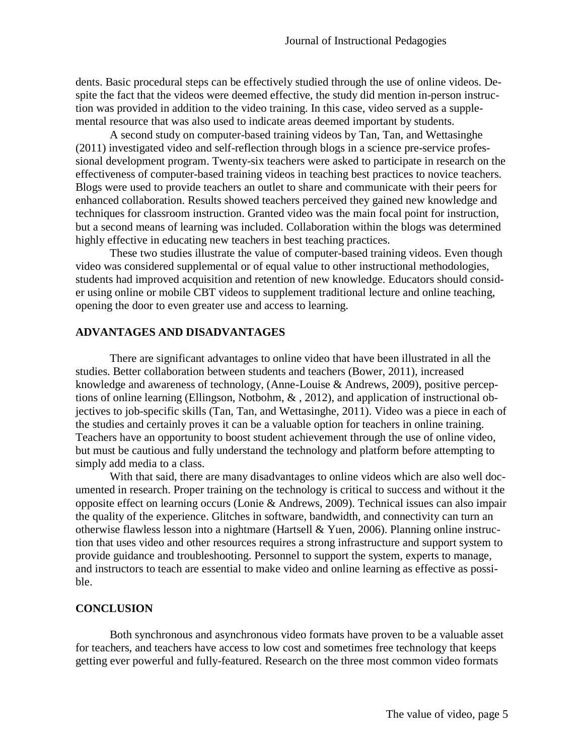dents. Basic procedural steps can be effectively studied through the use of online videos. Despite the fact that the videos were deemed effective, the study did mention in-person instruction was provided in addition to the video training. In this case, video served as a supplemental resource that was also used to indicate areas deemed important by students.

A second study on computer-based training videos by Tan, Tan, and Wettasinghe (2011) investigated video and self-reflection through blogs in a science pre-service professional development program. Twenty-six teachers were asked to participate in research on the effectiveness of computer-based training videos in teaching best practices to novice teachers. Blogs were used to provide teachers an outlet to share and communicate with their peers for enhanced collaboration. Results showed teachers perceived they gained new knowledge and techniques for classroom instruction. Granted video was the main focal point for instruction, but a second means of learning was included. Collaboration within the blogs was determined highly effective in educating new teachers in best teaching practices.

These two studies illustrate the value of computer-based training videos. Even though video was considered supplemental or of equal value to other instructional methodologies, students had improved acquisition and retention of new knowledge. Educators should consider using online or mobile CBT videos to supplement traditional lecture and online teaching, opening the door to even greater use and access to learning.

## ADVANTAGES AND DISADVANTAGES

There are significant advantages to online video that have been illustrated in all the studies. Better collaboration between students and teachers (Bower, 2011), increased knowledge and awareness of technology, (Anne-Louise & Andrews, 2009), positive perceptions of online learning (Ellingson, Notbohm, & , 2012), and application of instructional objectives to job-specific skills (Tan, Tan, and Wettasinghe, 2011). Video was a piece in each of the studies and certainly proves it can be a valuable option for teachers in online training. Teachers have an opportunity to boost student achievement through the use of online video, but must be cautious and fully understand the technology and platform before attempting to simply add media to a class.

With that said, there are many disadvantages to online videos which are also well documented in research. Proper training on the technology is critical to success and without it the opposite effect on learning occurs (Lonie & Andrews, 2009). Technical issues can also impair the quality of the experience. Glitches in software, bandwidth, and connectivity can turn an otherwise flawless lesson into a nightmare (Hartsell & Yuen, 2006). Planning online instruction that uses video and other resources requires a strong infrastructure and support system to provide guidance and troubleshooting. Personnel to support the system, experts to manage, and instructors to teach are essential to make video and online learning as effective as possible.

## CONCLUSION

Both synchronous and asynchronous video formats have proven to be a valuable asset for teachers, and teachers have access to low cost and sometimes free technology that keeps getting ever powerful and fully-featured. Research on the three most common video formats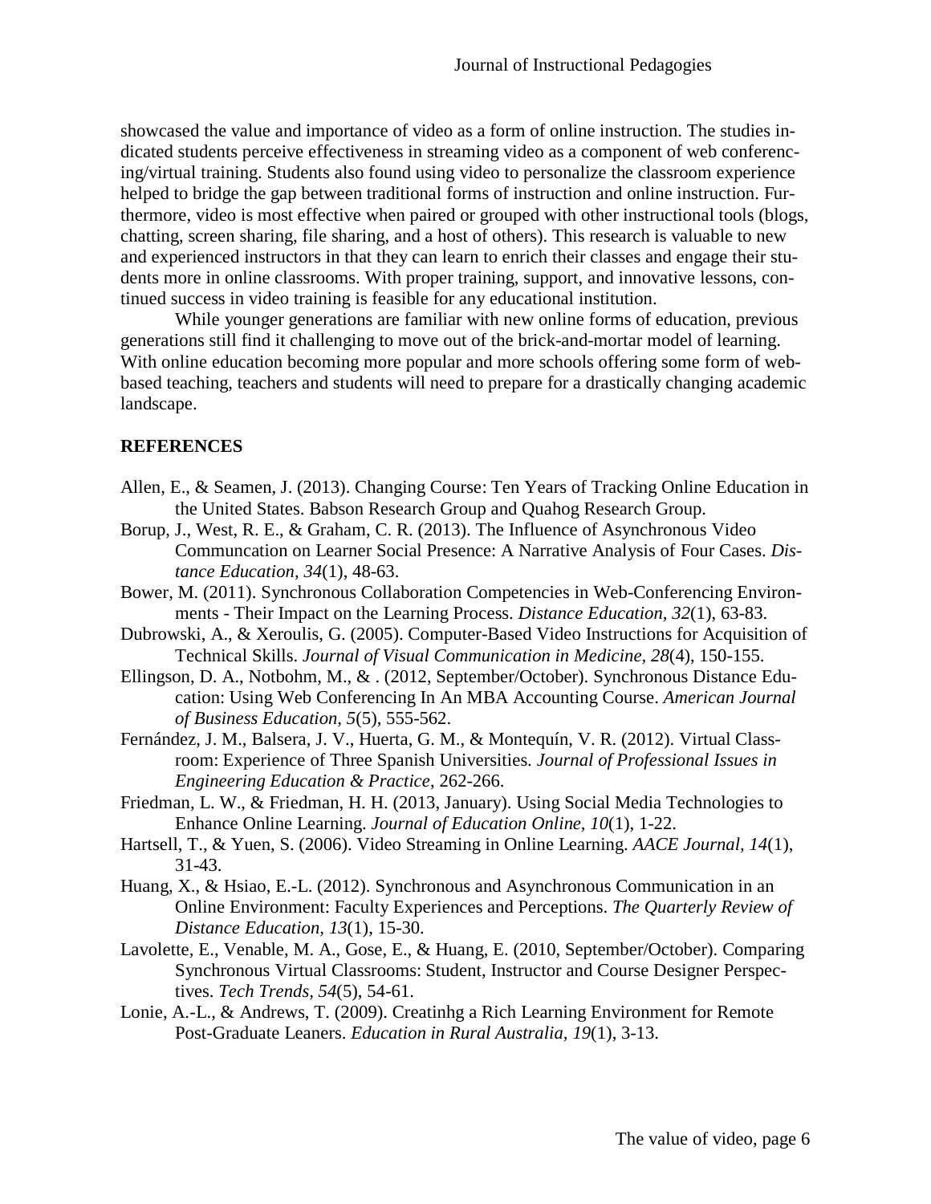showcased the value and importance of video as a form of online instruction. The studies indicated students perceive effectiveness in streaming video as a component of web conferencing/virtual training. Students also found using video to personalize the classroom experience helped to bridge the gap between traditional forms of instruction and online instruction. Furthermore, video is most effective when paired or grouped with other instructional tools (blogs, chatting, screen sharing, file sharing, and a host of others). This research is valuable to new and experienced instructors in that they can learn to enrich their classes and engage their students more in online classrooms. With proper training, support, and innovative lessons, continued success in video training is feasible for any educational institution.

While younger generations are familiar with new online forms of education, previous generations still find it challenging to move out of the brick-and-mortar model of learning. With online education becoming more popular and more schools offering some form of web-based teaching, teachers and students will need to prepare for a drastically changing academic landscape.

## REFERENCES

Allen, E., & Seamen, J. (2013). Changing Course: Ten Years of Tracking Online Education in the United States. Babson Research Group and Quahog Research Group.

Borup, J., West, R. E., & Graham, C. R. (2013). The Influence of Asynchronous Video Communcation on Learner Social Presence: A Narrative Analysis of Four Cases. *Distance Education, 34*(1), 48-63.

Bower, M. (2011). Synchronous Collaboration Competencies in Web-Conferencing Environments - Their Impact on the Learning Process. *Distance Education, 32*(1), 63-83.

Dubrowski, A., & Xeroulis, G. (2005). Computer-Based Video Instructions for Acquisition of Technical Skills. *Journal of Visual Communication in Medicine, 28*(4), 150-155.

Ellingson, D. A., Notbohm, M., & . (2012, September/October). Synchronous Distance Education: Using Web Conferencing In An MBA Accounting Course. *American Journal of Business Education, 5*(5), 555-562.

Fernández, J. M., Balsera, J. V., Huerta, G. M., & Montequín, V. R. (2012). Virtual Classroom: Experience of Three Spanish Universities. *Journal of Professional Issues in Engineering Education & Practice*, 262-266.

Friedman, L. W., & Friedman, H. H. (2013, January). Using Social Media Technologies to Enhance Online Learning. *Journal of Education Online, 10*(1), 1-22.

Hartsell, T., & Yuen, S. (2006). Video Streaming in Online Learning. *AACE Journal, 14*(1), 31-43.

Huang, X., & Hsiao, E.-L. (2012). Synchronous and Asynchronous Communication in an Online Environment: Faculty Experiences and Perceptions. *The Quarterly Review of Distance Education, 13*(1), 15-30.

Lavolette, E., Venable, M. A., Gose, E., & Huang, E. (2010, September/October). Comparing Synchronous Virtual Classrooms: Student, Instructor and Course Designer Perspectives. *Tech Trends, 54*(5), 54-61.

Lonie, A.-L., & Andrews, T. (2009). Creatinhg a Rich Learning Environment for Remote Post-Graduate Leaners. *Education in Rural Australia, 19*(1), 3-13.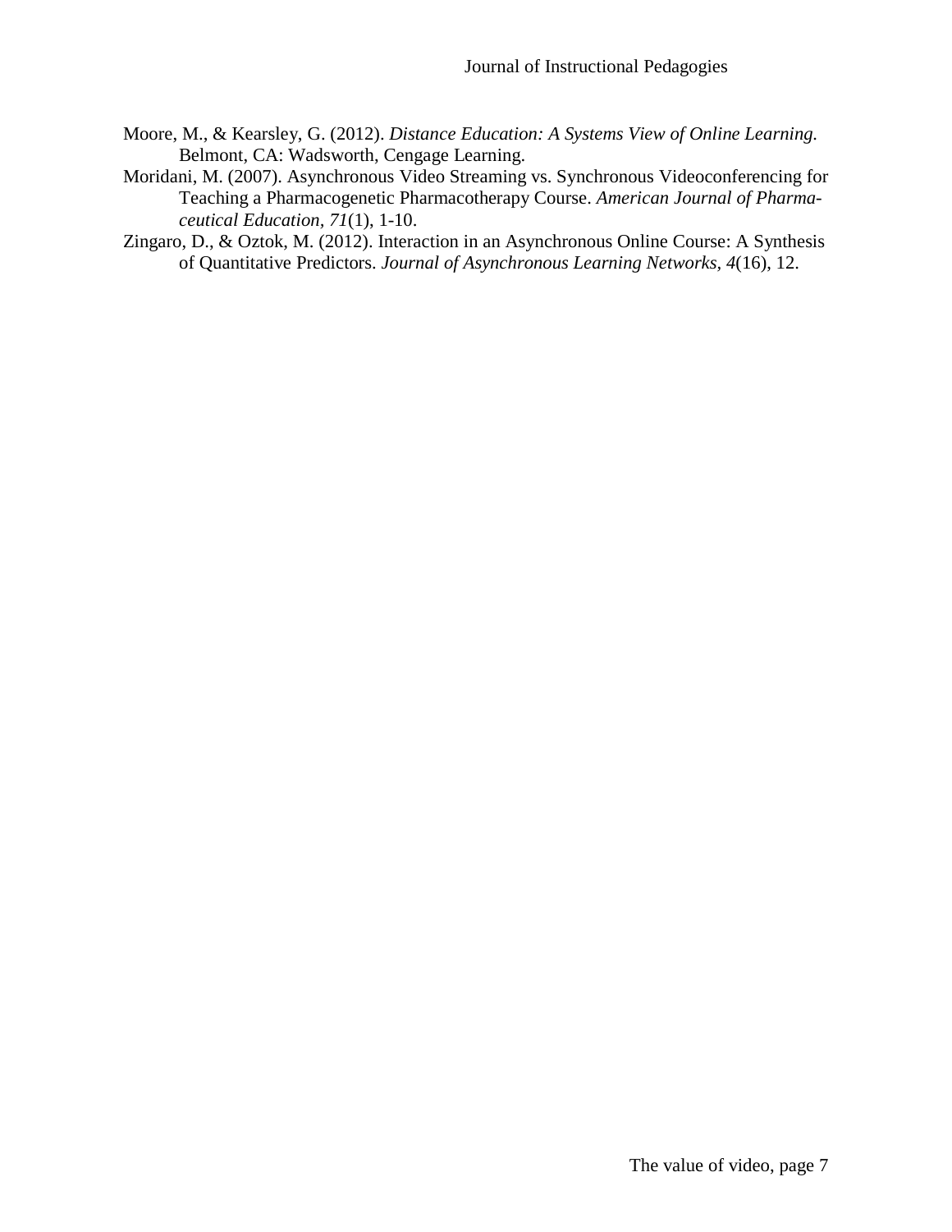Moore, M., & Kearsley, G. (2012). *Distance Education: A Systems View of Online Learning.* Belmont, CA: Wadsworth, Cengage Learning.

Moridani, M. (2007). Asynchronous Video Streaming vs. Synchronous Videoconferencing for Teaching a Pharmacogenetic Pharmacotherapy Course. *American Journal of Pharmaceutical Education, 71*(1), 1-10.

Zingaro, D., & Oztok, M. (2012). Interaction in an Asynchronous Online Course: A Synthesis of Quantitative Predictors. *Journal of Asynchronous Learning Networks, 4*(16), 12.